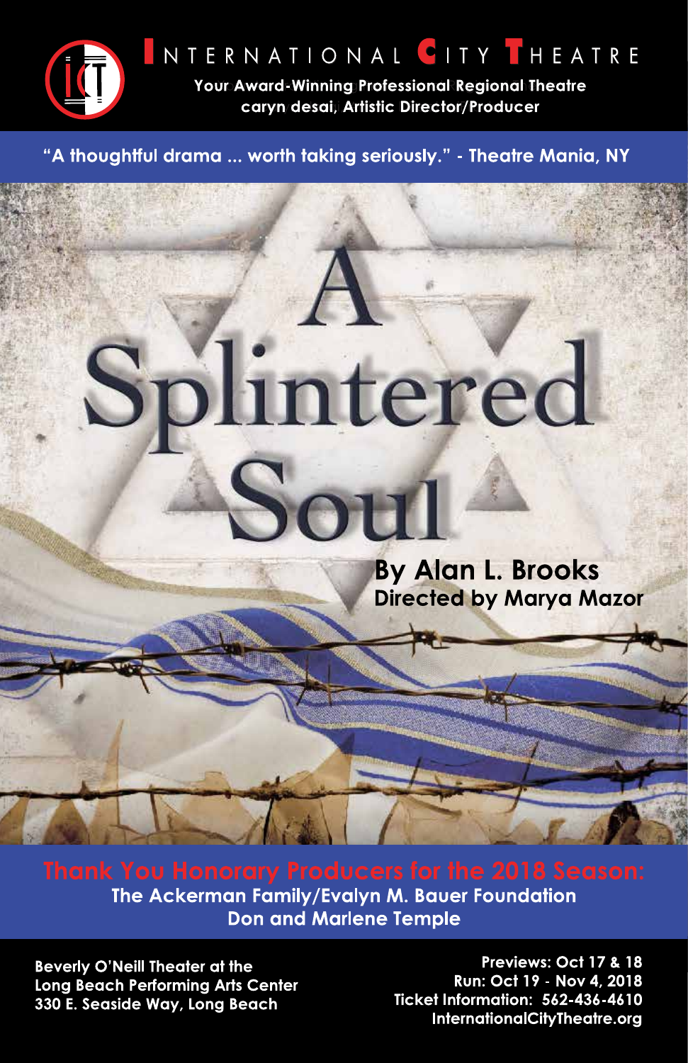# INTERNATIONAL CITY THEATRE

**Your Award-Winning Professional Regional Theatre**
**caryn desai, Artistic Director/Producer**

**"A thoughtful drama ... worth taking seriously." - Theatre Mania, NY**

# A Splintered Soul

**By Alan L. Brooks**
**Directed by Marya Mazor**

**Thank You Honorary Producers for the 2018 Season:**
**The Ackerman Family/Evalyn M. Bauer Foundation**
**Don and Marlene Temple**

**Beverly O'Neill Theater at the**
**Long Beach Performing Arts Center**
**330 E. Seaside Way, Long Beach**

**Previews: Oct 17 & 18**
**Run: Oct 19 - Nov 4, 2018**
**Ticket Information: 562-436-4610**
**InternationalCityTheatre.org**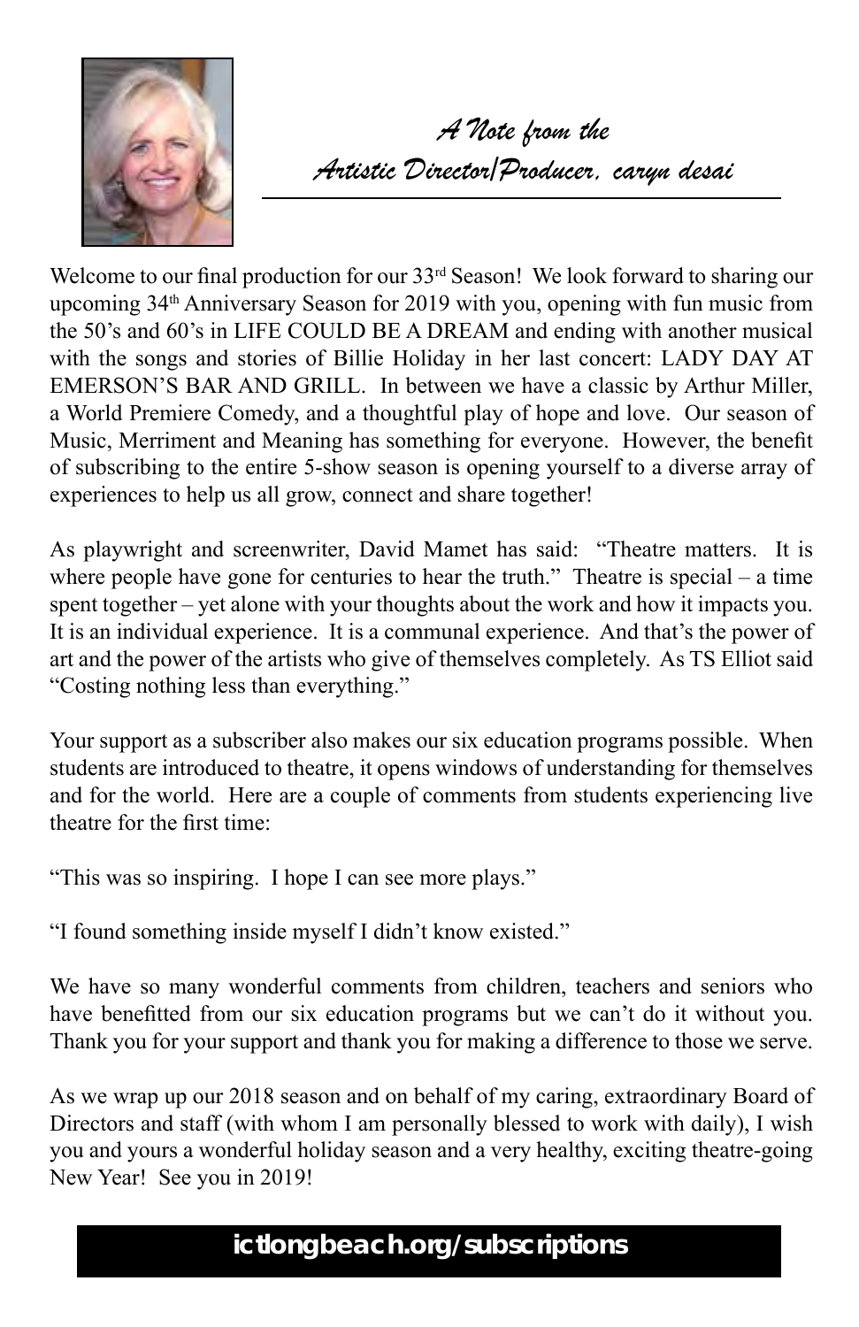## *A Note from the Artistic Director/Producer, caryn desai*

Welcome to our final production for our 33rd Season! We look forward to sharing our upcoming 34th Anniversary Season for 2019 with you, opening with fun music from the 50's and 60's in LIFE COULD BE A DREAM and ending with another musical with the songs and stories of Billie Holiday in her last concert: LADY DAY AT EMERSON'S BAR AND GRILL. In between we have a classic by Arthur Miller, a World Premiere Comedy, and a thoughtful play of hope and love. Our season of Music, Merriment and Meaning has something for everyone. However, the benefit of subscribing to the entire 5-show season is opening yourself to a diverse array of experiences to help us all grow, connect and share together!

As playwright and screenwriter, David Mamet has said: "Theatre matters. It is where people have gone for centuries to hear the truth." Theatre is special – a time spent together – yet alone with your thoughts about the work and how it impacts you. It is an individual experience. It is a communal experience. And that's the power of art and the power of the artists who give of themselves completely. As TS Elliot said "Costing nothing less than everything."

Your support as a subscriber also makes our six education programs possible. When students are introduced to theatre, it opens windows of understanding for themselves and for the world. Here are a couple of comments from students experiencing live theatre for the first time:

"This was so inspiring. I hope I can see more plays."

"I found something inside myself I didn't know existed."

We have so many wonderful comments from children, teachers and seniors who have benefitted from our six education programs but we can't do it without you. Thank you for your support and thank you for making a difference to those we serve.

As we wrap up our 2018 season and on behalf of my caring, extraordinary Board of Directors and staff (with whom I am personally blessed to work with daily), I wish you and yours a wonderful holiday season and a very healthy, exciting theatre-going New Year! See you in 2019!

**ictlongbeach.org/subscriptions**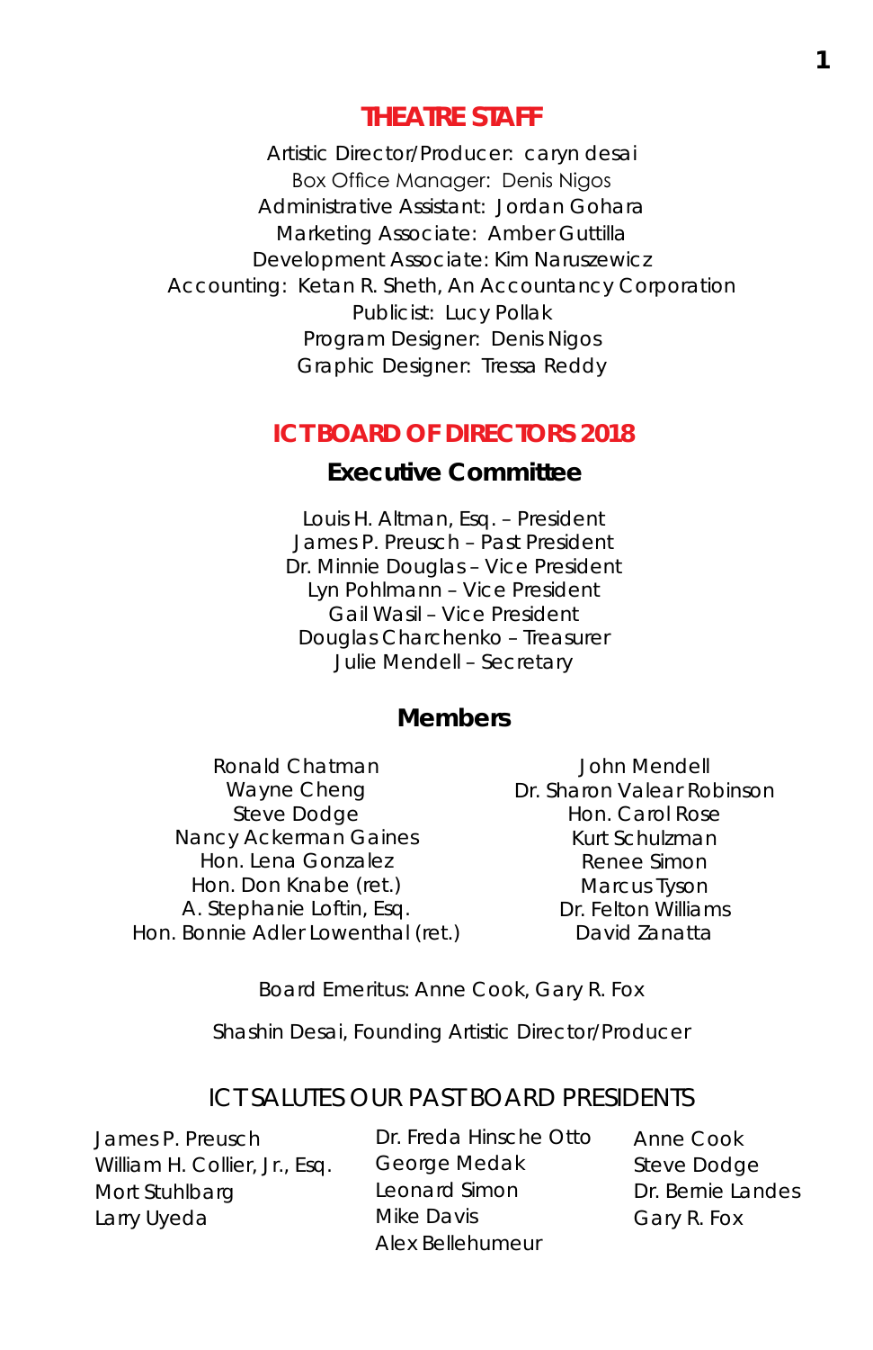## THEATRE STAFF

Artistic Director/Producer: caryn desai
Box Office Manager: Denis Nigos
Administrative Assistant: Jordan Gohara
Marketing Associate: Amber Guttilla
Development Associate: Kim Naruszewicz
Accounting: Ketan R. Sheth, An Accountancy Corporation
Publicist: Lucy Pollak
Program Designer: Denis Nigos
Graphic Designer: Tressa Reddy

## ICT BOARD OF DIRECTORS 2018

### Executive Committee

Louis H. Altman, Esq. – President
James P. Preusch – Past President
Dr. Minnie Douglas – Vice President
Lyn Pohlmann – Vice President
Gail Wasil – Vice President
Douglas Charchenko – Treasurer
Julie Mendell – Secretary

### Members

Ronald Chatman
Wayne Cheng
Steve Dodge
Nancy Ackerman Gaines
Hon. Lena Gonzalez
Hon. Don Knabe (ret.)
A. Stephanie Loftin, Esq.
Hon. Bonnie Adler Lowenthal (ret.)
John Mendell
Dr. Sharon Valear Robinson
Hon. Carol Rose
Kurt Schulzman
Renee Simon
Marcus Tyson
Dr. Felton Williams
David Zanatta

Board Emeritus: Anne Cook, Gary R. Fox

Shashin Desai, Founding Artistic Director/Producer

## ICT SALUTES OUR PAST BOARD PRESIDENTS

James P. Preusch
William H. Collier, Jr., Esq.
Mort Stuhlbarg
Larry Uyeda
Dr. Freda Hinsche Otto
George Medak
Leonard Simon
Mike Davis
Alex Bellehumeur
Anne Cook
Steve Dodge
Dr. Bernie Landes
Gary R. Fox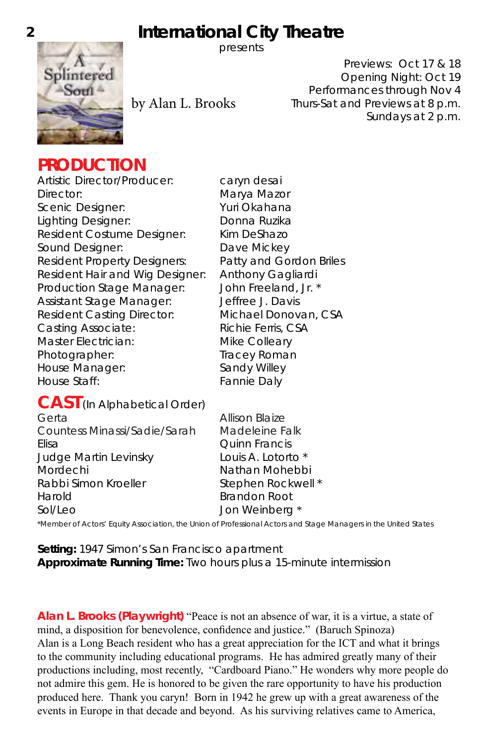# International City Theatre

presents

**A Splintered Soul**

by Alan L. Brooks

Previews: Oct 17 & 18
Opening Night: Oct 19
Performances through Nov 4
Thurs-Sat and Previews at 8 p.m.
Sundays at 2 p.m.

## PRODUCTION

| | |
|---|---|
| Artistic Director/Producer: | caryn desai |
| Director: | Marya Mazor |
| Scenic Designer: | Yuri Okahana |
| Lighting Designer: | Donna Ruzika |
| Resident Costume Designer: | Kim DeShazo |
| Sound Designer: | Dave Mickey |
| Resident Property Designers: | Patty and Gordon Briles |
| Resident Hair and Wig Designer: | Anthony Gagliardi |
| Production Stage Manager: | John Freeland, Jr. * |
| Assistant Stage Manager: | Jeffree J. Davis |
| Resident Casting Director: | Michael Donovan, CSA |
| Casting Associate: | Richie Ferris, CSA |
| Master Electrician: | Mike Colleary |
| Photographer: | Tracey Roman |
| House Manager: | Sandy Willey |
| House Staff: | Fannie Daly |

## CAST (In Alphabetical Order)

| | |
|---|---|
| Gerta | Allison Blaize |
| Countess Minassi/Sadie/Sarah | Madeleine Falk |
| Elisa | Quinn Francis |
| Judge Martin Levinsky | Louis A. Lotorto * |
| Mordechi | Nathan Mohebbi |
| Rabbi Simon Kroeller | Stephen Rockwell * |
| Harold | Brandon Root |
| Sol/Leo | Jon Weinberg * |

*Member of Actors' Equity Association, the Union of Professional Actors and Stage Managers in the United States

**Setting:** 1947 Simon's San Francisco apartment
**Approximate Running Time:** Two hours plus a 15-minute intermission

**Alan L. Brooks (Playwright)** "Peace is not an absence of war, it is a virtue, a state of mind, a disposition for benevolence, confidence and justice." (Baruch Spinoza) Alan is a Long Beach resident who has a great appreciation for the ICT and what it brings to the community including educational programs. He has admired greatly many of their productions including, most recently, "Cardboard Piano." He wonders why more people do not admire this gem. He is honored to be given the rare opportunity to have his production produced here. Thank you caryn! Born in 1942 he grew up with a great awareness of the events in Europe in that decade and beyond. As his surviving relatives came to America,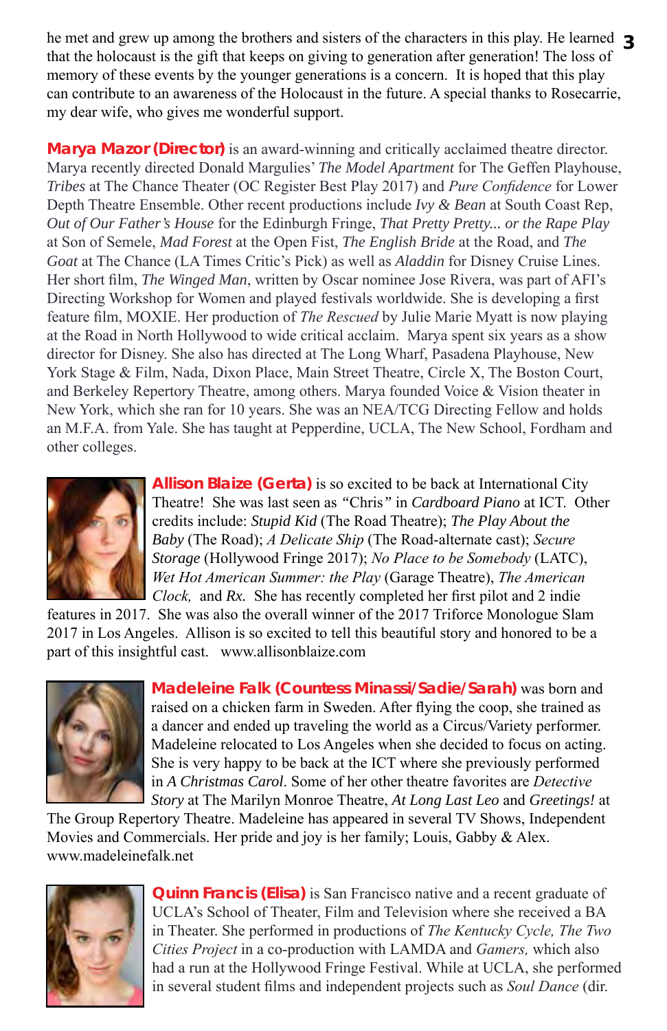he met and grew up among the brothers and sisters of the characters in this play. He learned that the holocaust is the gift that keeps on giving to generation after generation! The loss of memory of these events by the younger generations is a concern. It is hoped that this play can contribute to an awareness of the Holocaust in the future. A special thanks to Rosecarrie, my dear wife, who gives me wonderful support.

**Marya Mazor (Director)** is an award-winning and critically acclaimed theatre director. Marya recently directed Donald Margulies' *The Model Apartment* for The Geffen Playhouse, *Tribes* at The Chance Theater (OC Register Best Play 2017) and *Pure Confidence* for Lower Depth Theatre Ensemble. Other recent productions include *Ivy & Bean* at South Coast Rep, *Out of Our Father's House* for the Edinburgh Fringe, *That Pretty Pretty... or the Rape Play* at Son of Semele, *Mad Forest* at the Open Fist, *The English Bride* at the Road, and *The Goat* at The Chance (LA Times Critic's Pick) as well as *Aladdin* for Disney Cruise Lines. Her short film, *The Winged Man*, written by Oscar nominee Jose Rivera, was part of AFI's Directing Workshop for Women and played festivals worldwide. She is developing a first feature film, MOXIE. Her production of *The Rescued* by Julie Marie Myatt is now playing at the Road in North Hollywood to wide critical acclaim. Marya spent six years as a show director for Disney. She also has directed at The Long Wharf, Pasadena Playhouse, New York Stage & Film, Nada, Dixon Place, Main Street Theatre, Circle X, The Boston Court, and Berkeley Repertory Theatre, among others. Marya founded Voice & Vision theater in New York, which she ran for 10 years. She was an NEA/TCG Directing Fellow and holds an M.F.A. from Yale. She has taught at Pepperdine, UCLA, The New School, Fordham and other colleges.

**Allison Blaize (Gerta)** is so excited to be back at International City Theatre! She was last seen as "Chris" in *Cardboard Piano* at ICT. Other credits include: *Stupid Kid* (The Road Theatre); *The Play About the Baby* (The Road); *A Delicate Ship* (The Road-alternate cast); *Secure Storage* (Hollywood Fringe 2017); *No Place to be Somebody* (LATC), *Wet Hot American Summer: the Play* (Garage Theatre), *The American Clock,* and *Rx.* She has recently completed her first pilot and 2 indie features in 2017. She was also the overall winner of the 2017 Triforce Monologue Slam 2017 in Los Angeles. Allison is so excited to tell this beautiful story and honored to be a part of this insightful cast. www.allisonblaize.com

**Madeleine Falk (Countess Minassi/Sadie/Sarah)** was born and raised on a chicken farm in Sweden. After flying the coop, she trained as a dancer and ended up traveling the world as a Circus/Variety performer. Madeleine relocated to Los Angeles when she decided to focus on acting. She is very happy to be back at the ICT where she previously performed in *A Christmas Carol*. Some of her other theatre favorites are *Detective Story* at The Marilyn Monroe Theatre, *At Long Last Leo* and *Greetings!* at The Group Repertory Theatre. Madeleine has appeared in several TV Shows, Independent Movies and Commercials. Her pride and joy is her family; Louis, Gabby & Alex. www.madeleinefalk.net

**Quinn Francis (Elisa)** is San Francisco native and a recent graduate of UCLA's School of Theater, Film and Television where she received a BA in Theater. She performed in productions of *The Kentucky Cycle, The Two Cities Project* in a co-production with LAMDA and *Gamers,* which also had a run at the Hollywood Fringe Festival. While at UCLA, she performed in several student films and independent projects such as *Soul Dance* (dir.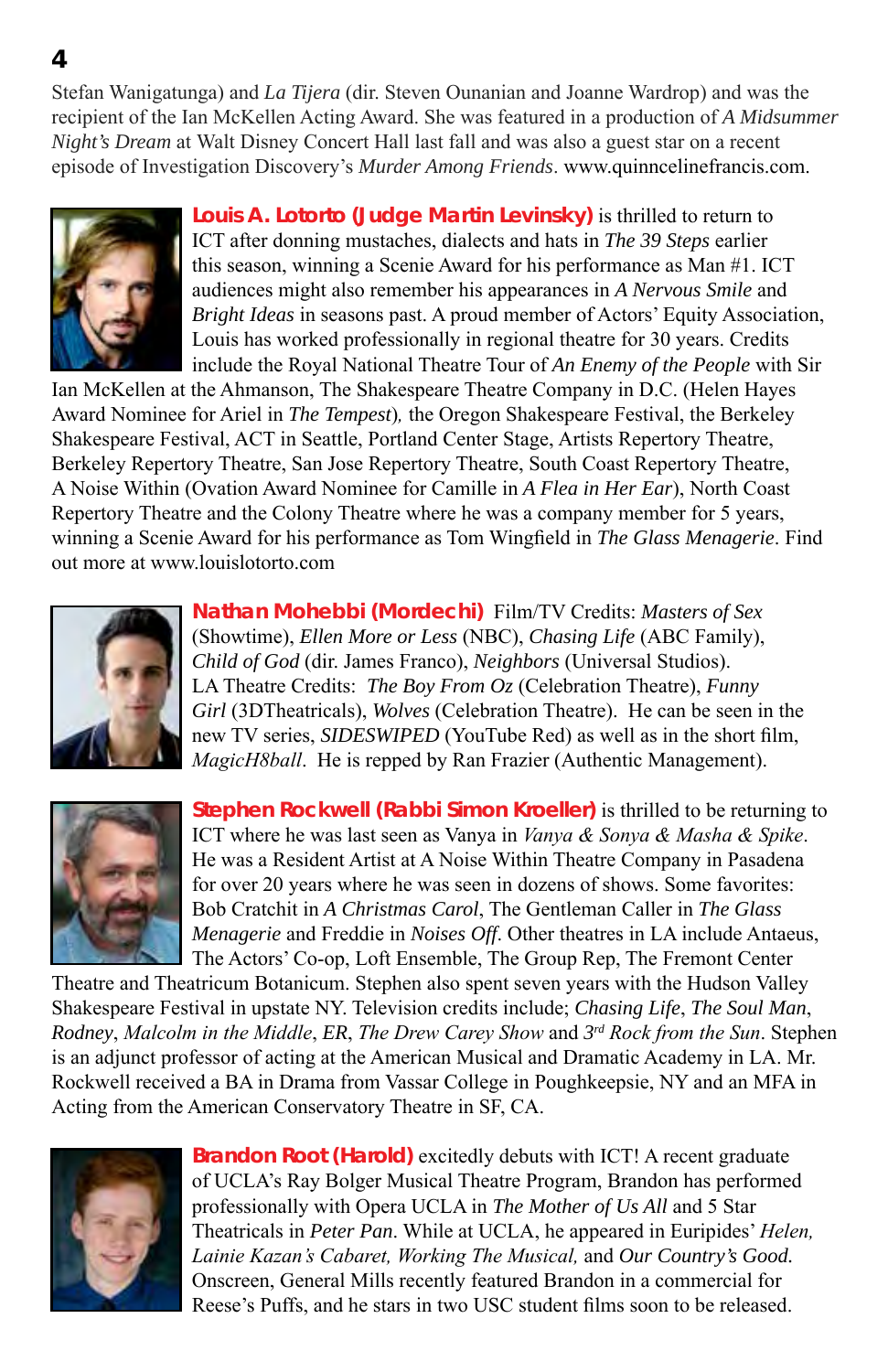Stefan Wanigatunga) and *La Tijera* (dir. Steven Ounanian and Joanne Wardrop) and was the recipient of the Ian McKellen Acting Award. She was featured in a production of *A Midsummer Night's Dream* at Walt Disney Concert Hall last fall and was also a guest star on a recent episode of Investigation Discovery's *Murder Among Friends*. www.quinncelinefrancis.com.

**Louis A. Lotorto (Judge Martin Levinsky)** is thrilled to return to ICT after donning mustaches, dialects and hats in *The 39 Steps* earlier this season, winning a Scenie Award for his performance as Man #1. ICT audiences might also remember his appearances in *A Nervous Smile* and *Bright Ideas* in seasons past. A proud member of Actors' Equity Association, Louis has worked professionally in regional theatre for 30 years. Credits include the Royal National Theatre Tour of *An Enemy of the People* with Sir Ian McKellen at the Ahmanson, The Shakespeare Theatre Company in D.C. (Helen Hayes Award Nominee for Ariel in *The Tempest*), the Oregon Shakespeare Festival, the Berkeley Shakespeare Festival, ACT in Seattle, Portland Center Stage, Artists Repertory Theatre, Berkeley Repertory Theatre, San Jose Repertory Theatre, South Coast Repertory Theatre, A Noise Within (Ovation Award Nominee for Camille in *A Flea in Her Ear*), North Coast Repertory Theatre and the Colony Theatre where he was a company member for 5 years, winning a Scenie Award for his performance as Tom Wingfield in *The Glass Menagerie*. Find out more at www.louislotorto.com

**Nathan Mohebbi (Mordechi)** Film/TV Credits: *Masters of Sex* (Showtime), *Ellen More or Less* (NBC), *Chasing Life* (ABC Family), *Child of God* (dir. James Franco), *Neighbors* (Universal Studios). LA Theatre Credits: *The Boy From Oz* (Celebration Theatre), *Funny Girl* (3DTheatricals), *Wolves* (Celebration Theatre). He can be seen in the new TV series, *SIDESWIPED* (YouTube Red) as well as in the short film, *MagicH8ball*. He is repped by Ran Frazier (Authentic Management).

**Stephen Rockwell (Rabbi Simon Kroeller)** is thrilled to be returning to ICT where he was last seen as Vanya in *Vanya & Sonya & Masha & Spike*. He was a Resident Artist at A Noise Within Theatre Company in Pasadena for over 20 years where he was seen in dozens of shows. Some favorites: Bob Cratchit in *A Christmas Carol*, The Gentleman Caller in *The Glass Menagerie* and Freddie in *Noises Off*. Other theatres in LA include Antaeus, The Actors' Co-op, Loft Ensemble, The Group Rep, The Fremont Center Theatre and Theatricum Botanicum. Stephen also spent seven years with the Hudson Valley Shakespeare Festival in upstate NY. Television credits include; *Chasing Life*, *The Soul Man*, *Rodney*, *Malcolm in the Middle*, *ER*, *The Drew Carey Show* and *3rd Rock from the Sun*. Stephen is an adjunct professor of acting at the American Musical and Dramatic Academy in LA. Mr. Rockwell received a BA in Drama from Vassar College in Poughkeepsie, NY and an MFA in Acting from the American Conservatory Theatre in SF, CA.

**Brandon Root (Harold)** excitedly debuts with ICT! A recent graduate of UCLA's Ray Bolger Musical Theatre Program, Brandon has performed professionally with Opera UCLA in *The Mother of Us All* and 5 Star Theatricals in *Peter Pan*. While at UCLA, he appeared in Euripides' *Helen, Lainie Kazan's Cabaret, Working The Musical,* and *Our Country's Good.* Onscreen, General Mills recently featured Brandon in a commercial for Reese's Puffs, and he stars in two USC student films soon to be released.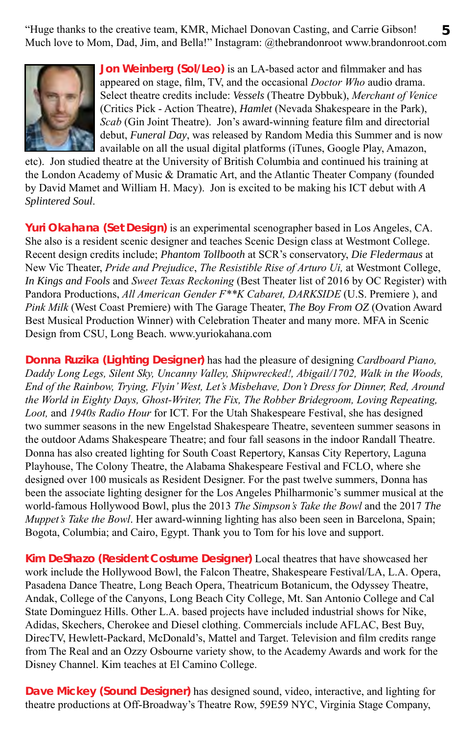"Huge thanks to the creative team, KMR, Michael Donovan Casting, and Carrie Gibson! Much love to Mom, Dad, Jim, and Bella!" Instagram: @thebrandonroot www.brandonroot.com

**Jon Weinberg (Sol/Leo)** is an LA-based actor and filmmaker and has appeared on stage, film, TV, and the occasional *Doctor Who* audio drama. Select theatre credits include: *Vessels* (Theatre Dybbuk), *Merchant of Venice* (Critics Pick - Action Theatre), *Hamlet* (Nevada Shakespeare in the Park), *Scab* (Gin Joint Theatre). Jon's award-winning feature film and directorial debut, *Funeral Day*, was released by Random Media this Summer and is now available on all the usual digital platforms (iTunes, Google Play, Amazon, etc). Jon studied theatre at the University of British Columbia and continued his training at the London Academy of Music & Dramatic Art, and the Atlantic Theater Company (founded by David Mamet and William H. Macy). Jon is excited to be making his ICT debut with *A Splintered Soul*.

**Yuri Okahana (Set Design)** is an experimental scenographer based in Los Angeles, CA. She also is a resident scenic designer and teaches Scenic Design class at Westmont College. Recent design credits include; *Phantom Tollbooth* at SCR's conservatory, *Die Fledermaus* at New Vic Theater, *Pride and Prejudice*, *The Resistible Rise of Arturo Ui,* at Westmont College, *In Kings and Fools* and *Sweet Texas Reckoning* (Best Theater list of 2016 by OC Register) with Pandora Productions, *All American Gender F**K Cabaret, DARKSIDE* (U.S. Premiere ), and *Pink Milk* (West Coast Premiere) with The Garage Theater, *The Boy From OZ* (Ovation Award Best Musical Production Winner) with Celebration Theater and many more. MFA in Scenic Design from CSU, Long Beach. www.yuriokahana.com

**Donna Ruzika (Lighting Designer)** has had the pleasure of designing *Cardboard Piano, Daddy Long Legs, Silent Sky, Uncanny Valley, Shipwrecked!, Abigail/1702, Walk in the Woods, End of the Rainbow, Trying, Flyin' West, Let's Misbehave, Don't Dress for Dinner, Red, Around the World in Eighty Days, Ghost-Writer, The Fix, The Robber Bridegroom, Loving Repeating, Loot,* and *1940s Radio Hour* for ICT. For the Utah Shakespeare Festival, she has designed two summer seasons in the new Engelstad Shakespeare Theatre, seventeen summer seasons in the outdoor Adams Shakespeare Theatre; and four fall seasons in the indoor Randall Theatre. Donna has also created lighting for South Coast Repertory, Kansas City Repertory, Laguna Playhouse, The Colony Theatre, the Alabama Shakespeare Festival and FCLO, where she designed over 100 musicals as Resident Designer. For the past twelve summers, Donna has been the associate lighting designer for the Los Angeles Philharmonic's summer musical at the world-famous Hollywood Bowl, plus the 2013 *The Simpson's Take the Bowl* and the 2017 *The Muppet's Take the Bowl*. Her award-winning lighting has also been seen in Barcelona, Spain; Bogota, Columbia; and Cairo, Egypt. Thank you to Tom for his love and support.

**Kim DeShazo (Resident Costume Designer)** Local theatres that have showcased her work include the Hollywood Bowl, the Falcon Theatre, Shakespeare Festival/LA, L.A. Opera, Pasadena Dance Theatre, Long Beach Opera, Theatricum Botanicum, the Odyssey Theatre, Andak, College of the Canyons, Long Beach City College, Mt. San Antonio College and Cal State Dominguez Hills. Other L.A. based projects have included industrial shows for Nike, Adidas, Skechers, Cherokee and Diesel clothing. Commercials include AFLAC, Best Buy, DirecTV, Hewlett-Packard, McDonald's, Mattel and Target. Television and film credits range from The Real and an Ozzy Osbourne variety show, to the Academy Awards and work for the Disney Channel. Kim teaches at El Camino College.

**Dave Mickey (Sound Designer)** has designed sound, video, interactive, and lighting for theatre productions at Off-Broadway's Theatre Row, 59E59 NYC, Virginia Stage Company,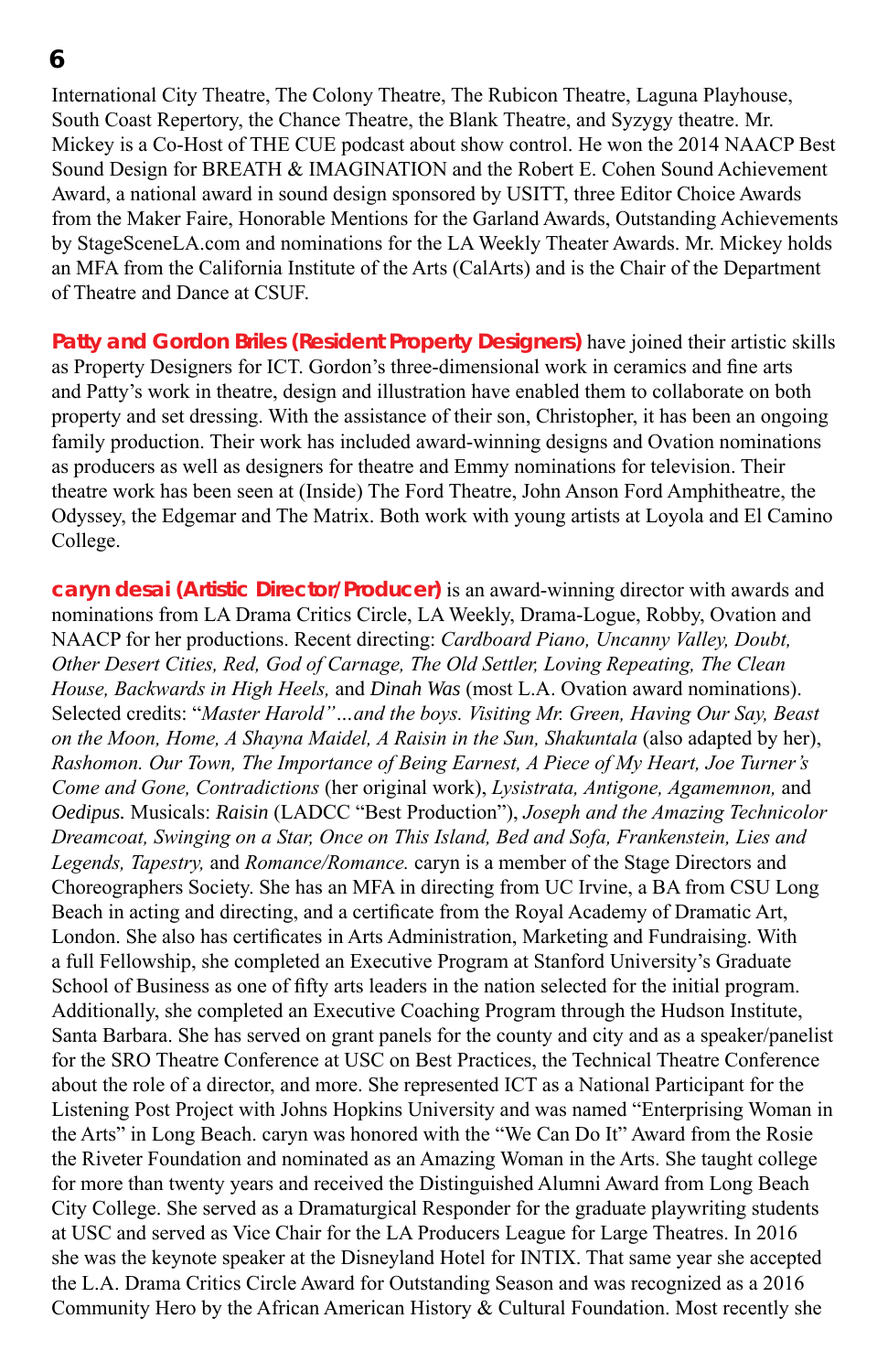International City Theatre, The Colony Theatre, The Rubicon Theatre, Laguna Playhouse, South Coast Repertory, the Chance Theatre, the Blank Theatre, and Syzygy theatre. Mr. Mickey is a Co-Host of THE CUE podcast about show control. He won the 2014 NAACP Best Sound Design for BREATH & IMAGINATION and the Robert E. Cohen Sound Achievement Award, a national award in sound design sponsored by USITT, three Editor Choice Awards from the Maker Faire, Honorable Mentions for the Garland Awards, Outstanding Achievements by StageSceneLA.com and nominations for the LA Weekly Theater Awards. Mr. Mickey holds an MFA from the California Institute of the Arts (CalArts) and is the Chair of the Department of Theatre and Dance at CSUF.

**Patty and Gordon Briles (Resident Property Designers)** have joined their artistic skills as Property Designers for ICT. Gordon's three-dimensional work in ceramics and fine arts and Patty's work in theatre, design and illustration have enabled them to collaborate on both property and set dressing. With the assistance of their son, Christopher, it has been an ongoing family production. Their work has included award-winning designs and Ovation nominations as producers as well as designers for theatre and Emmy nominations for television. Their theatre work has been seen at (Inside) The Ford Theatre, John Anson Ford Amphitheatre, the Odyssey, the Edgemar and The Matrix. Both work with young artists at Loyola and El Camino College.

**caryn desai (Artistic Director/Producer)** is an award-winning director with awards and nominations from LA Drama Critics Circle, LA Weekly, Drama-Logue, Robby, Ovation and NAACP for her productions. Recent directing: *Cardboard Piano, Uncanny Valley, Doubt, Other Desert Cities, Red, God of Carnage, The Old Settler, Loving Repeating, The Clean House, Backwards in High Heels,* and *Dinah Was* (most L.A. Ovation award nominations). Selected credits: "*Master Harold"…and the boys. Visiting Mr. Green, Having Our Say, Beast on the Moon, Home, A Shayna Maidel, A Raisin in the Sun, Shakuntala* (also adapted by her), *Rashomon. Our Town, The Importance of Being Earnest, A Piece of My Heart, Joe Turner's Come and Gone, Contradictions* (her original work), *Lysistrata, Antigone, Agamemnon,* and *Oedipus.* Musicals: *Raisin* (LADCC "Best Production"), *Joseph and the Amazing Technicolor Dreamcoat, Swinging on a Star, Once on This Island, Bed and Sofa, Frankenstein, Lies and Legends, Tapestry,* and *Romance/Romance.* caryn is a member of the Stage Directors and Choreographers Society. She has an MFA in directing from UC Irvine, a BA from CSU Long Beach in acting and directing, and a certificate from the Royal Academy of Dramatic Art, London. She also has certificates in Arts Administration, Marketing and Fundraising. With a full Fellowship, she completed an Executive Program at Stanford University's Graduate School of Business as one of fifty arts leaders in the nation selected for the initial program. Additionally, she completed an Executive Coaching Program through the Hudson Institute, Santa Barbara. She has served on grant panels for the county and city and as a speaker/panelist for the SRO Theatre Conference at USC on Best Practices, the Technical Theatre Conference about the role of a director, and more. She represented ICT as a National Participant for the Listening Post Project with Johns Hopkins University and was named "Enterprising Woman in the Arts" in Long Beach. caryn was honored with the "We Can Do It" Award from the Rosie the Riveter Foundation and nominated as an Amazing Woman in the Arts. She taught college for more than twenty years and received the Distinguished Alumni Award from Long Beach City College. She served as a Dramaturgical Responder for the graduate playwriting students at USC and served as Vice Chair for the LA Producers League for Large Theatres. In 2016 she was the keynote speaker at the Disneyland Hotel for INTIX. That same year she accepted the L.A. Drama Critics Circle Award for Outstanding Season and was recognized as a 2016 Community Hero by the African American History & Cultural Foundation. Most recently she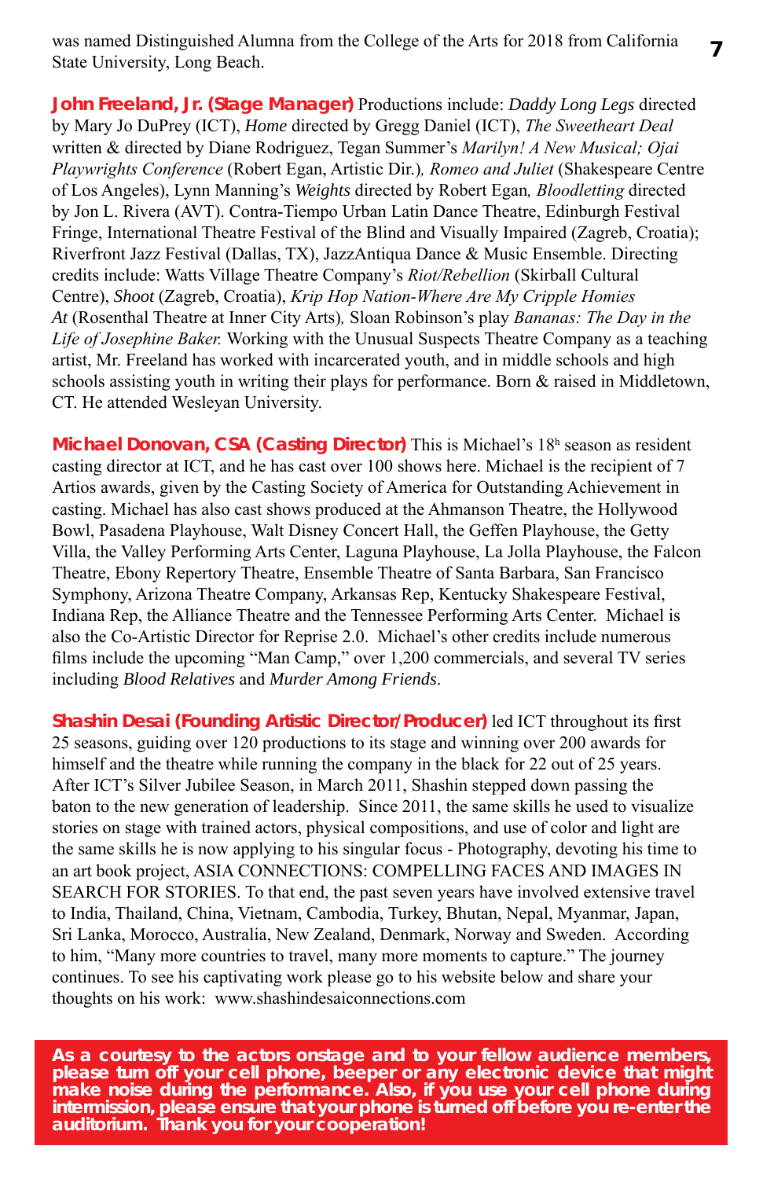was named Distinguished Alumna from the College of the Arts for 2018 from California State University, Long Beach.

**John Freeland, Jr. (Stage Manager)** Productions include: *Daddy Long Legs* directed by Mary Jo DuPrey (ICT), *Home* directed by Gregg Daniel (ICT), *The Sweetheart Deal* written & directed by Diane Rodriguez, Tegan Summer's *Marilyn! A New Musical; Ojai Playwrights Conference* (Robert Egan, Artistic Dir.)*, Romeo and Juliet* (Shakespeare Centre of Los Angeles), Lynn Manning's *Weights* directed by Robert Egan*, Bloodletting* directed by Jon L. Rivera (AVT). Contra-Tiempo Urban Latin Dance Theatre, Edinburgh Festival Fringe, International Theatre Festival of the Blind and Visually Impaired (Zagreb, Croatia); Riverfront Jazz Festival (Dallas, TX), JazzAntiqua Dance & Music Ensemble. Directing credits include: Watts Village Theatre Company's *Riot/Rebellion* (Skirball Cultural Centre), *Shoot* (Zagreb, Croatia), *Krip Hop Nation-Where Are My Cripple Homies At* (Rosenthal Theatre at Inner City Arts)*,* Sloan Robinson's play *Bananas: The Day in the Life of Josephine Baker.* Working with the Unusual Suspects Theatre Company as a teaching artist, Mr. Freeland has worked with incarcerated youth, and in middle schools and high schools assisting youth in writing their plays for performance. Born & raised in Middletown, CT. He attended Wesleyan University.

**Michael Donovan, CSA (Casting Director)** This is Michael's 18h season as resident casting director at ICT, and he has cast over 100 shows here. Michael is the recipient of 7 Artios awards, given by the Casting Society of America for Outstanding Achievement in casting. Michael has also cast shows produced at the Ahmanson Theatre, the Hollywood Bowl, Pasadena Playhouse, Walt Disney Concert Hall, the Geffen Playhouse, the Getty Villa, the Valley Performing Arts Center, Laguna Playhouse, La Jolla Playhouse, the Falcon Theatre, Ebony Repertory Theatre, Ensemble Theatre of Santa Barbara, San Francisco Symphony, Arizona Theatre Company, Arkansas Rep, Kentucky Shakespeare Festival, Indiana Rep, the Alliance Theatre and the Tennessee Performing Arts Center. Michael is also the Co-Artistic Director for Reprise 2.0. Michael's other credits include numerous films include the upcoming "Man Camp," over 1,200 commercials, and several TV series including *Blood Relatives* and *Murder Among Friends*.

**Shashin Desai (Founding Artistic Director/Producer)** led ICT throughout its first 25 seasons, guiding over 120 productions to its stage and winning over 200 awards for himself and the theatre while running the company in the black for 22 out of 25 years. After ICT's Silver Jubilee Season, in March 2011, Shashin stepped down passing the baton to the new generation of leadership. Since 2011, the same skills he used to visualize stories on stage with trained actors, physical compositions, and use of color and light are the same skills he is now applying to his singular focus - Photography, devoting his time to an art book project, ASIA CONNECTIONS: COMPELLING FACES AND IMAGES IN SEARCH FOR STORIES. To that end, the past seven years have involved extensive travel to India, Thailand, China, Vietnam, Cambodia, Turkey, Bhutan, Nepal, Myanmar, Japan, Sri Lanka, Morocco, Australia, New Zealand, Denmark, Norway and Sweden. According to him, "Many more countries to travel, many more moments to capture." The journey continues. To see his captivating work please go to his website below and share your thoughts on his work: www.shashindesaiconnections.com

**As a courtesy to the actors onstage and to your fellow audience members, please turn off your cell phone, beeper or any electronic device that might make noise during the performance. Also, if you use your cell phone during intermission, please ensure that your phone is turned off before you re-enter the auditorium. Thank you for your cooperation!**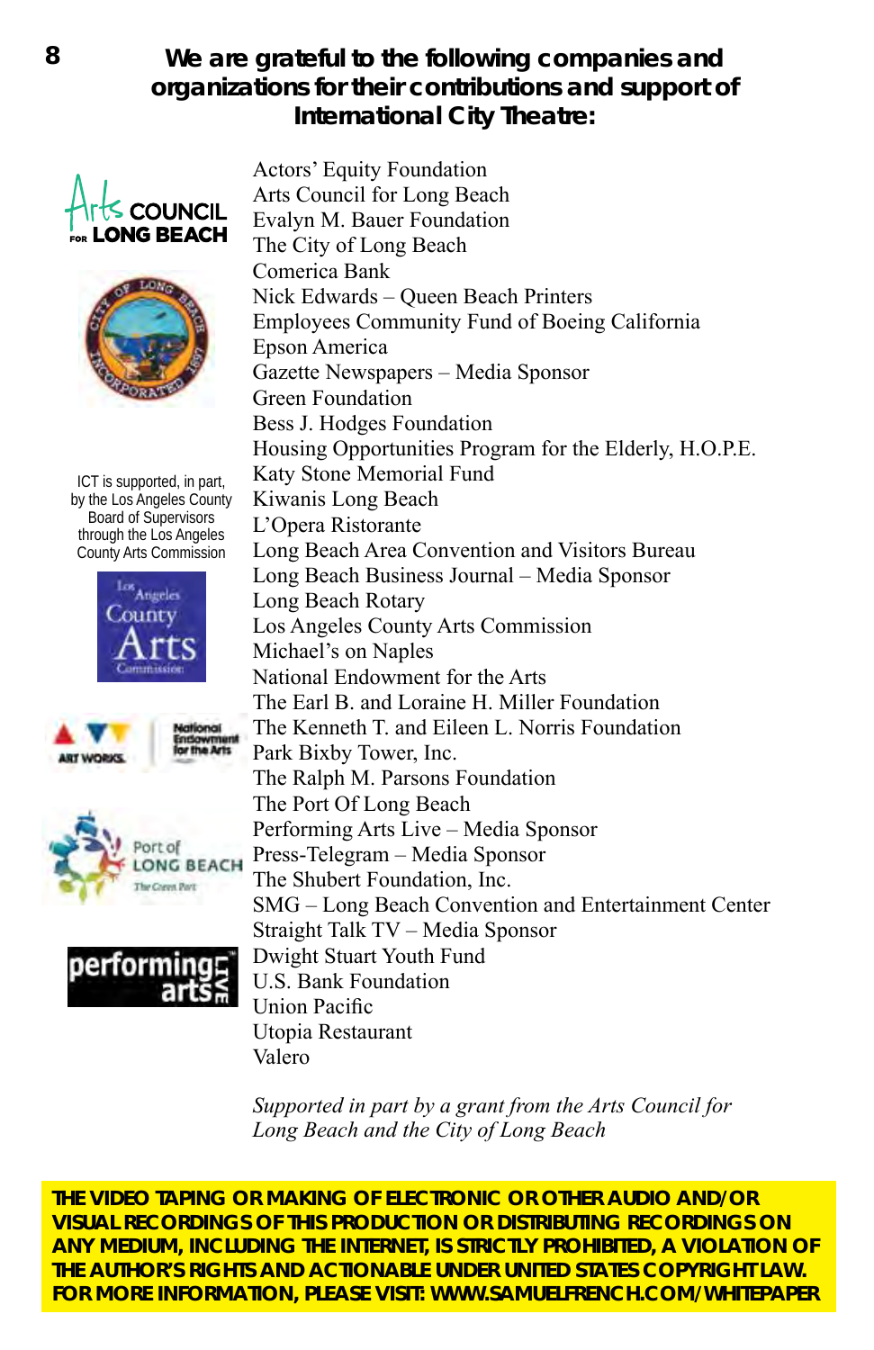## We are grateful to the following companies and organizations for their contributions and support of International City Theatre:

ICT is supported, in part, by the Los Angeles County Board of Supervisors through the Los Angeles County Arts Commission

Actors' Equity Foundation
Arts Council for Long Beach
Evalyn M. Bauer Foundation
The City of Long Beach
Comerica Bank
Nick Edwards – Queen Beach Printers
Employees Community Fund of Boeing California
Epson America
Gazette Newspapers – Media Sponsor
Green Foundation
Bess J. Hodges Foundation
Housing Opportunities Program for the Elderly, H.O.P.E.
Katy Stone Memorial Fund
Kiwanis Long Beach
L'Opera Ristorante
Long Beach Area Convention and Visitors Bureau
Long Beach Business Journal – Media Sponsor
Long Beach Rotary
Los Angeles County Arts Commission
Michael's on Naples
National Endowment for the Arts
The Earl B. and Loraine H. Miller Foundation
The Kenneth T. and Eileen L. Norris Foundation
Park Bixby Tower, Inc.
The Ralph M. Parsons Foundation
The Port Of Long Beach
Performing Arts Live – Media Sponsor
Press-Telegram – Media Sponsor
The Shubert Foundation, Inc.
SMG – Long Beach Convention and Entertainment Center
Straight Talk TV – Media Sponsor
Dwight Stuart Youth Fund
U.S. Bank Foundation
Union Pacific
Utopia Restaurant
Valero

*Supported in part by a grant from the Arts Council for Long Beach and the City of Long Beach*

**THE VIDEO TAPING OR MAKING OF ELECTRONIC OR OTHER AUDIO AND/OR VISUAL RECORDINGS OF THIS PRODUCTION OR DISTRIBUTING RECORDINGS ON ANY MEDIUM, INCLUDING THE INTERNET, IS STRICTLY PROHIBITED, A VIOLATION OF THE AUTHOR'S RIGHTS AND ACTIONABLE UNDER UNITED STATES COPYRIGHT LAW. FOR MORE INFORMATION, PLEASE VISIT: WWW.SAMUELFRENCH.COM/WHITEPAPER**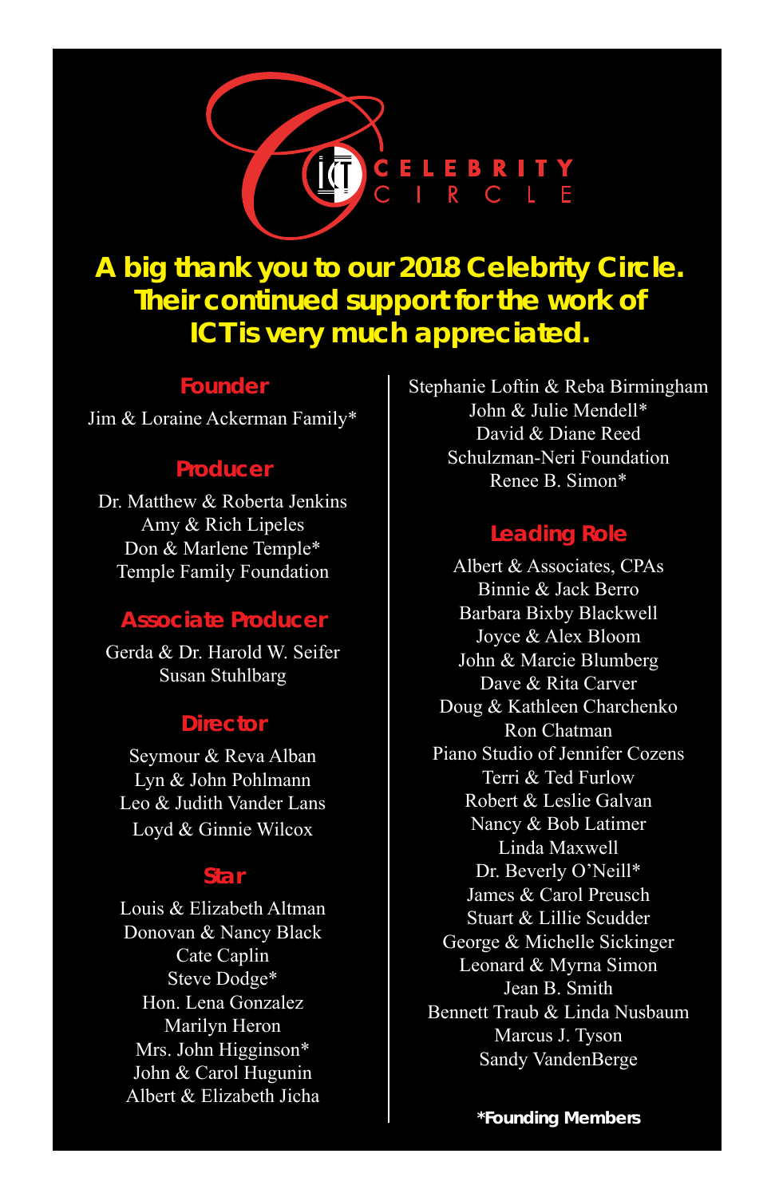ICT CELEBRITY CIRCLE

**A big thank you to our 2018 Celebrity Circle. Their continued support for the work of ICT is very much appreciated.**

## Founder

Jim & Loraine Ackerman Family*

## Producer

Dr. Matthew & Roberta Jenkins
Amy & Rich Lipeles
Don & Marlene Temple*
Temple Family Foundation

## Associate Producer

Gerda & Dr. Harold W. Seifer
Susan Stuhlbarg

## Director

Seymour & Reva Alban
Lyn & John Pohlmann
Leo & Judith Vander Lans
Loyd & Ginnie Wilcox

## Star

Louis & Elizabeth Altman
Donovan & Nancy Black
Cate Caplin
Steve Dodge*
Hon. Lena Gonzalez
Marilyn Heron
Mrs. John Higginson*
John & Carol Hugunin
Albert & Elizabeth Jicha
Stephanie Loftin & Reba Birmingham
John & Julie Mendell*
David & Diane Reed
Schulzman-Neri Foundation
Renee B. Simon*

## Leading Role

Albert & Associates, CPAs
Binnie & Jack Berro
Barbara Bixby Blackwell
Joyce & Alex Bloom
John & Marcie Blumberg
Dave & Rita Carver
Doug & Kathleen Charchenko
Ron Chatman
Piano Studio of Jennifer Cozens
Terri & Ted Furlow
Robert & Leslie Galvan
Nancy & Bob Latimer
Linda Maxwell
Dr. Beverly O'Neill*
James & Carol Preusch
Stuart & Lillie Scudder
George & Michelle Sickinger
Leonard & Myrna Simon
Jean B. Smith
Bennett Traub & Linda Nusbaum
Marcus J. Tyson
Sandy VandenBerge

**\*Founding Members**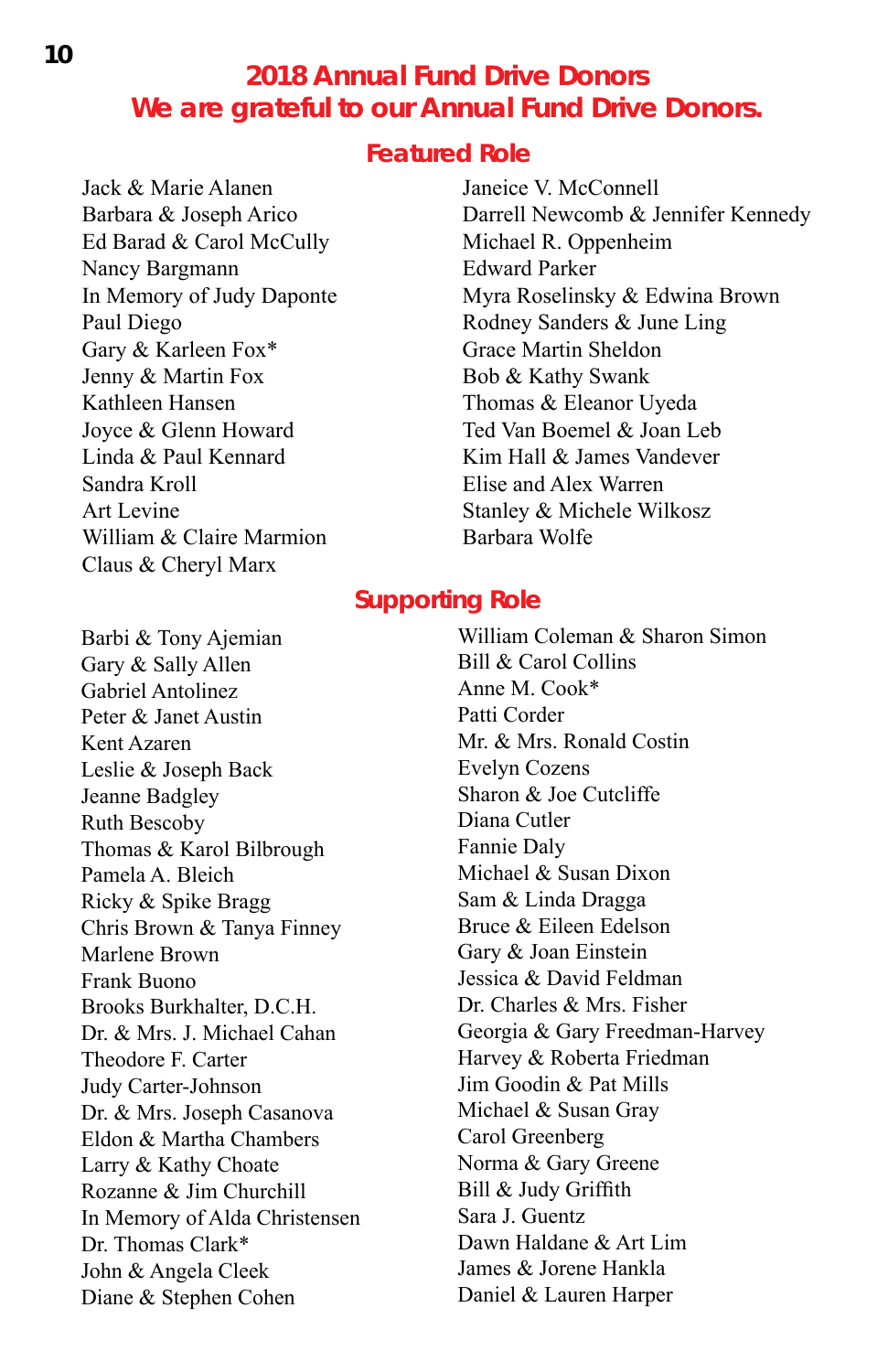## 2018 Annual Fund Drive Donors

## We are grateful to our Annual Fund Drive Donors.

### Featured Role

Jack & Marie Alanen
Barbara & Joseph Arico
Ed Barad & Carol McCully
Nancy Bargmann
In Memory of Judy Daponte
Paul Diego
Gary & Karleen Fox*
Jenny & Martin Fox
Kathleen Hansen
Joyce & Glenn Howard
Linda & Paul Kennard
Sandra Kroll
Art Levine
William & Claire Marmion
Claus & Cheryl Marx
Janeice V. McConnell
Darrell Newcomb & Jennifer Kennedy
Michael R. Oppenheim
Edward Parker
Myra Roselinsky & Edwina Brown
Rodney Sanders & June Ling
Grace Martin Sheldon
Bob & Kathy Swank
Thomas & Eleanor Uyeda
Ted Van Boemel & Joan Leb
Kim Hall & James Vandever
Elise and Alex Warren
Stanley & Michele Wilkosz
Barbara Wolfe

### Supporting Role

Barbi & Tony Ajemian
Gary & Sally Allen
Gabriel Antolinez
Peter & Janet Austin
Kent Azaren
Leslie & Joseph Back
Jeanne Badgley
Ruth Bescoby
Thomas & Karol Bilbrough
Pamela A. Bleich
Ricky & Spike Bragg
Chris Brown & Tanya Finney
Marlene Brown
Frank Buono
Brooks Burkhalter, D.C.H.
Dr. & Mrs. J. Michael Cahan
Theodore F. Carter
Judy Carter-Johnson
Dr. & Mrs. Joseph Casanova
Eldon & Martha Chambers
Larry & Kathy Choate
Rozanne & Jim Churchill
In Memory of Alda Christensen
Dr. Thomas Clark*
John & Angela Cleek
Diane & Stephen Cohen
William Coleman & Sharon Simon
Bill & Carol Collins
Anne M. Cook*
Patti Corder
Mr. & Mrs. Ronald Costin
Evelyn Cozens
Sharon & Joe Cutcliffe
Diana Cutler
Fannie Daly
Michael & Susan Dixon
Sam & Linda Dragga
Bruce & Eileen Edelson
Gary & Joan Einstein
Jessica & David Feldman
Dr. Charles & Mrs. Fisher
Georgia & Gary Freedman-Harvey
Harvey & Roberta Friedman
Jim Goodin & Pat Mills
Michael & Susan Gray
Carol Greenberg
Norma & Gary Greene
Bill & Judy Griffith
Sara J. Guentz
Dawn Haldane & Art Lim
James & Jorene Hankla
Daniel & Lauren Harper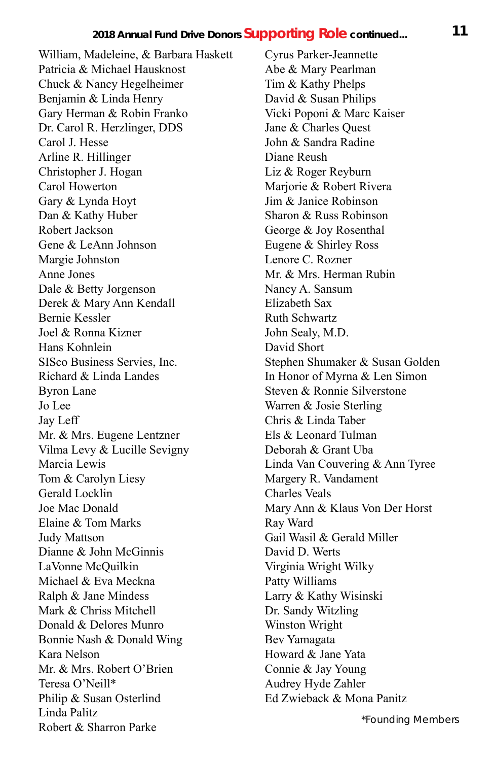## 2018 Annual Fund Drive Donors **Supporting Role** continued...

William, Madeleine, & Barbara Haskett
Patricia & Michael Hausknost
Chuck & Nancy Hegelheimer
Benjamin & Linda Henry
Gary Herman & Robin Franko
Dr. Carol R. Herzlinger, DDS
Carol J. Hesse
Arline R. Hillinger
Christopher J. Hogan
Carol Howerton
Gary & Lynda Hoyt
Dan & Kathy Huber
Robert Jackson
Gene & LeAnn Johnson
Margie Johnston
Anne Jones
Dale & Betty Jorgenson
Derek & Mary Ann Kendall
Bernie Kessler
Joel & Ronna Kizner
Hans Kohnlein
SISco Business Servies, Inc.
Richard & Linda Landes
Byron Lane
Jo Lee
Jay Leff
Mr. & Mrs. Eugene Lentzner
Vilma Levy & Lucille Sevigny
Marcia Lewis
Tom & Carolyn Liesy
Gerald Locklin
Joe Mac Donald
Elaine & Tom Marks
Judy Mattson
Dianne & John McGinnis
LaVonne McQuilkin
Michael & Eva Meckna
Ralph & Jane Mindess
Mark & Chriss Mitchell
Donald & Delores Munro
Bonnie Nash & Donald Wing
Kara Nelson
Mr. & Mrs. Robert O'Brien
Teresa O'Neill*
Philip & Susan Osterlind
Linda Palitz
Robert & Sharron Parke
Cyrus Parker-Jeannette
Abe & Mary Pearlman
Tim & Kathy Phelps
David & Susan Philips
Vicki Poponi & Marc Kaiser
Jane & Charles Quest
John & Sandra Radine
Diane Reush
Liz & Roger Reyburn
Marjorie & Robert Rivera
Jim & Janice Robinson
Sharon & Russ Robinson
George & Joy Rosenthal
Eugene & Shirley Ross
Lenore C. Rozner
Mr. & Mrs. Herman Rubin
Nancy A. Sansum
Elizabeth Sax
Ruth Schwartz
John Sealy, M.D.
David Short
Stephen Shumaker & Susan Golden
In Honor of Myrna & Len Simon
Steven & Ronnie Silverstone
Warren & Josie Sterling
Chris & Linda Taber
Els & Leonard Tulman
Deborah & Grant Uba
Linda Van Couvering & Ann Tyree
Margery R. Vandament
Charles Veals
Mary Ann & Klaus Von Der Horst
Ray Ward
Gail Wasil & Gerald Miller
David D. Werts
Virginia Wright Wilky
Patty Williams
Larry & Kathy Wisinski
Dr. Sandy Witzling
Winston Wright
Bev Yamagata
Howard & Jane Yata
Connie & Jay Young
Audrey Hyde Zahler
Ed Zwieback & Mona Panitz

*Founding Members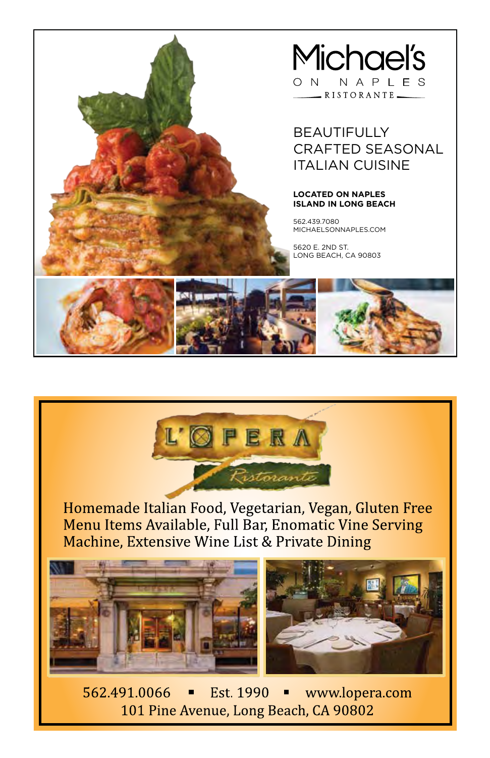# Michael's

ON NAPLES

RISTORANTE

BEAUTIFULLY CRAFTED SEASONAL ITALIAN CUISINE

**LOCATED ON NAPLES ISLAND IN LONG BEACH**

562.439.7080
MICHAELSONNAPLES.COM

5620 E. 2ND ST.
LONG BEACH, CA 90803

# L'OPERA

*Ristorante*

Homemade Italian Food, Vegetarian, Vegan, Gluten Free Menu Items Available, Full Bar, Enomatic Vine Serving Machine, Extensive Wine List & Private Dining

562.491.0066 ▪ Est. 1990 ▪ www.lopera.com
101 Pine Avenue, Long Beach, CA 90802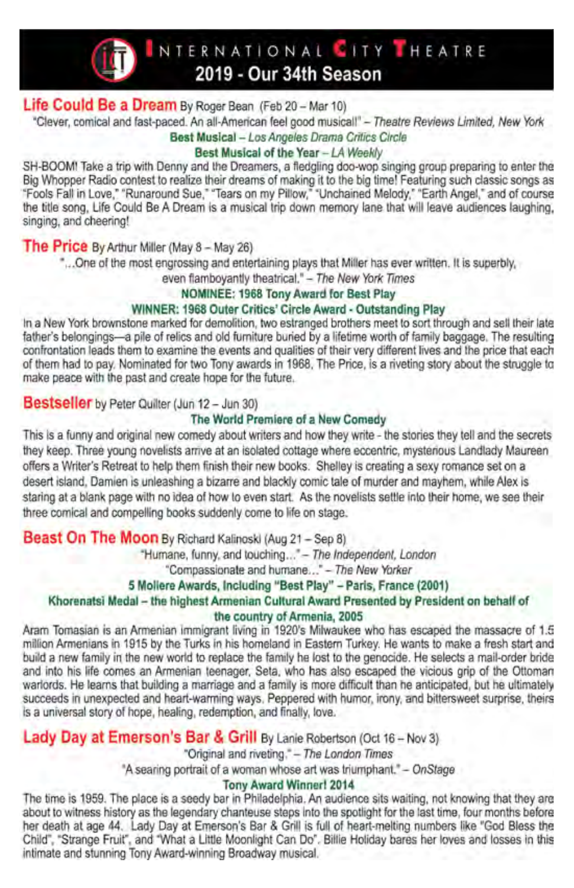# INTERNATIONAL CITY THEATRE

## 2019 - Our 34th Season

**Life Could Be a Dream** By Roger Bean (Feb 20 – Mar 10)

"Clever, comical and fast-paced. An all-American feel good musical!" – *Theatre Reviews Limited, New York*

**Best Musical** – *Los Angeles Drama Critics Circle*

**Best Musical of the Year** – *LA Weekly*

SH-BOOM! Take a trip with Denny and the Dreamers, a fledgling doo-wop singing group preparing to enter the Big Whopper Radio contest to realize their dreams of making it to the big time! Featuring such classic songs as "Fools Fall in Love," "Runaround Sue," "Tears on my Pillow," "Unchained Melody," "Earth Angel," and of course the title song, Life Could Be A Dream is a musical trip down memory lane that will leave audiences laughing, singing, and cheering!

**The Price** By Arthur Miller (May 8 – May 26)

"...One of the most engrossing and entertaining plays that Miller has ever written. It is superbly, even flamboyantly theatrical." – *The New York Times*

**NOMINEE: 1968 Tony Award for Best Play**

**WINNER: 1968 Outer Critics' Circle Award - Outstanding Play**

In a New York brownstone marked for demolition, two estranged brothers meet to sort through and sell their late father's belongings—a pile of relics and old furniture buried by a lifetime worth of family baggage. The resulting confrontation leads them to examine the events and qualities of their very different lives and the price that each of them had to pay. Nominated for two Tony awards in 1968, The Price, is a riveting story about the struggle to make peace with the past and create hope for the future.

**Bestseller** by Peter Quilter (Jun 12 – Jun 30)

**The World Premiere of a New Comedy**

This is a funny and original new comedy about writers and how they write - the stories they tell and the secrets they keep. Three young novelists arrive at an isolated cottage where eccentric, mysterious Landlady Maureen offers a Writer's Retreat to help them finish their new books. Shelley is creating a sexy romance set on a desert island, Damien is unleashing a bizarre and blackly comic tale of murder and mayhem, while Alex is staring at a blank page with no idea of how to even start. As the novelists settle into their home, we see their three comical and compelling books suddenly come to life on stage.

**Beast On The Moon** By Richard Kalinoski (Aug 21 – Sep 8)

"Humane, funny, and touching..." – *The Independent, London*

"Compassionate and humane..." – *The New Yorker*

**5 Moliere Awards, Including "Best Play" – Paris, France (2001)**

**Khorenatsi Medal – the highest Armenian Cultural Award Presented by President on behalf of the country of Armenia, 2005**

Aram Tomasian is an Armenian immigrant living in 1920's Milwaukee who has escaped the massacre of 1.5 million Armenians in 1915 by the Turks in his homeland in Eastern Turkey. He wants to make a fresh start and build a new family in the new world to replace the family he lost to the genocide. He selects a mail-order bride and into his life comes an Armenian teenager, Seta, who has also escaped the vicious grip of the Ottoman warlords. He learns that building a marriage and a family is more difficult than he anticipated, but he ultimately succeeds in unexpected and heart-warming ways. Peppered with humor, irony, and bittersweet surprise, theirs is a universal story of hope, healing, redemption, and finally, love.

**Lady Day at Emerson's Bar & Grill** By Lanie Robertson (Oct 16 – Nov 3)

"Original and riveting." – *The London Times*

"A searing portrait of a woman whose art was triumphant." – *OnStage*

**Tony Award Winner! 2014**

The time is 1959. The place is a seedy bar in Philadelphia. An audience sits waiting, not knowing that they are about to witness history as the legendary chanteuse steps into the spotlight for the last time, four months before her death at age 44. Lady Day at Emerson's Bar & Grill is full of heart-melting numbers like "God Bless the Child", "Strange Fruit", and "What a Little Moonlight Can Do". Billie Holiday bares her loves and losses in this intimate and stunning Tony Award-winning Broadway musical.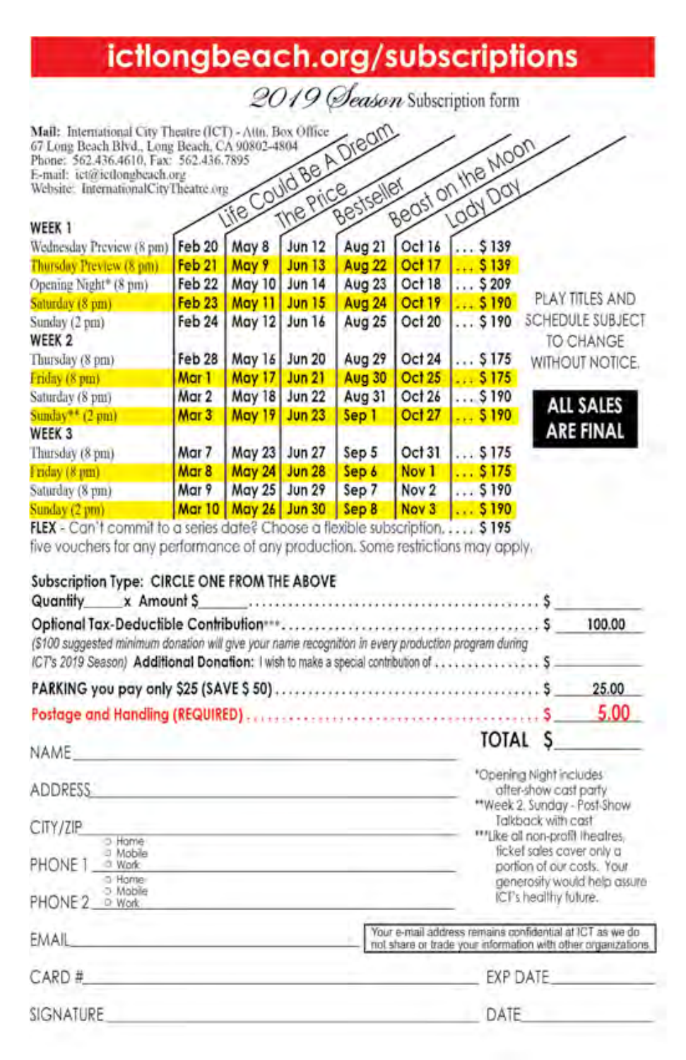# ictlongbeach.org/subscriptions

## 2019 Season Subscription form

**Mail:** International City Theatre (ICT) - Attn. Box Office
67 Long Beach Blvd., Long Beach, CA 90802-4804
Phone: 562.436.4610, Fax: 562.436.7895
E-mail: ict@ictlongbeach.org
Website: InternationalCityTheatre.org

| | Life Could Be A Dream | The Price | Bestseller | Beast on the Moon | Lady Day | |
|---|---|---|---|---|---|---|
| **WEEK 1** | | | | | | |
| Wednesday Preview (8 pm) | Feb 20 | May 8 | Jun 12 | Aug 21 | Oct 16 | ... $ 139 |
| Thursday Preview (8 pm) | Feb 21 | May 9 | Jun 13 | Aug 22 | Oct 17 | ... $ 139 |
| Opening Night* (8 pm) | Feb 22 | May 10 | Jun 14 | Aug 23 | Oct 18 | ... $ 209 |
| Saturday (8 pm) | Feb 23 | May 11 | Jun 15 | Aug 24 | Oct 19 | ... $ 190 |
| Sunday (2 pm) | Feb 24 | May 12 | Jun 16 | Aug 25 | Oct 20 | ... $ 190 |
| **WEEK 2** | | | | | | |
| Thursday (8 pm) | Feb 28 | May 16 | Jun 20 | Aug 29 | Oct 24 | ... $ 175 |
| Friday (8 pm) | Mar 1 | May 17 | Jun 21 | Aug 30 | Oct 25 | ... $ 175 |
| Saturday (8 pm) | Mar 2 | May 18 | Jun 22 | Aug 31 | Oct 26 | ... $ 190 |
| Sunday** (2 pm) | Mar 3 | May 19 | Jun 23 | Sep 1 | Oct 27 | ... $ 190 |
| **WEEK 3** | | | | | | |
| Thursday (8 pm) | Mar 7 | May 23 | Jun 27 | Sep 5 | Oct 31 | ... $ 175 |
| Friday (8 pm) | Mar 8 | May 24 | Jun 28 | Sep 6 | Nov 1 | ... $ 175 |
| Saturday (8 pm) | Mar 9 | May 25 | Jun 29 | Sep 7 | Nov 2 | ... $ 190 |
| Sunday (2 pm) | Mar 10 | May 26 | Jun 30 | Sep 8 | Nov 3 | ... $ 190 |

**FLEX** - Can't commit to a series date? Choose a flexible subscription. .... $ 195
five vouchers for any performance of any production. Some restrictions may apply.

PLAY TITLES AND SCHEDULE SUBJECT TO CHANGE WITHOUT NOTICE.

**ALL SALES ARE FINAL**

**Subscription Type: CIRCLE ONE FROM THE ABOVE**

**Quantity**_____ x **Amount $**_______ .............................................. $ ________

**Optional Tax-Deductible Contribution***** ....................................... $ 100.00

*($100 suggested minimum donation will give your name recognition in every production program during ICT's 2019 Season)* **Additional Donation:** I wish to make a special contribution of ................ $ ________

**PARKING you pay only $25 (SAVE $ 50)** ........................................ $ 25.00

**Postage and Handling (REQUIRED)** .............................................. $ 5.00

**TOTAL $** ________

NAME ______________________________

ADDRESS ______________________________

CITY/ZIP ______________________________

PHONE 1 ○ Home ○ Mobile ○ Work ______________________________

PHONE 2 ○ Home ○ Mobile ○ Work ______________________________

EMAIL ______________________________

Your e-mail address remains confidential at ICT as we do not share or trade your information with other organizations.

CARD # ______________________________ EXP DATE __________

SIGNATURE ______________________________ DATE __________

*Opening Night includes after-show cast party
**Week 2, Sunday - Post-Show Talkback with cast
***Like all non-profit theatres, ticket sales cover only a portion of our costs. Your generosity would help assure ICT's healthy future.